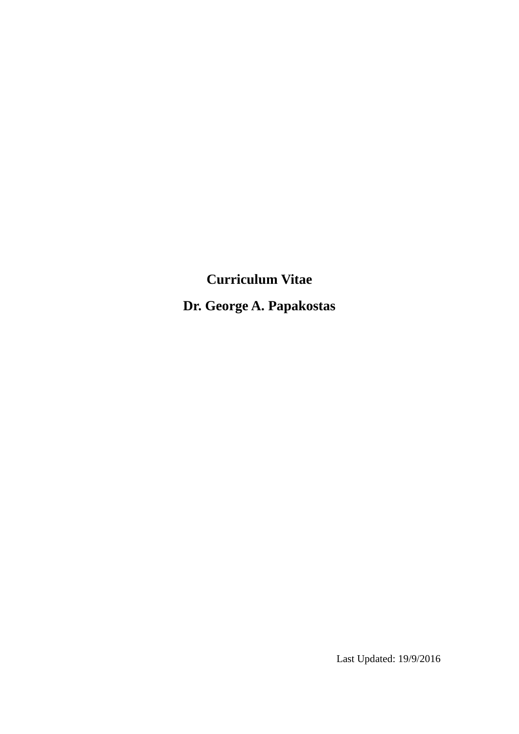# Curriculum Vitae

## Dr. George A. Papakostas

Last Updated: 19/9/2016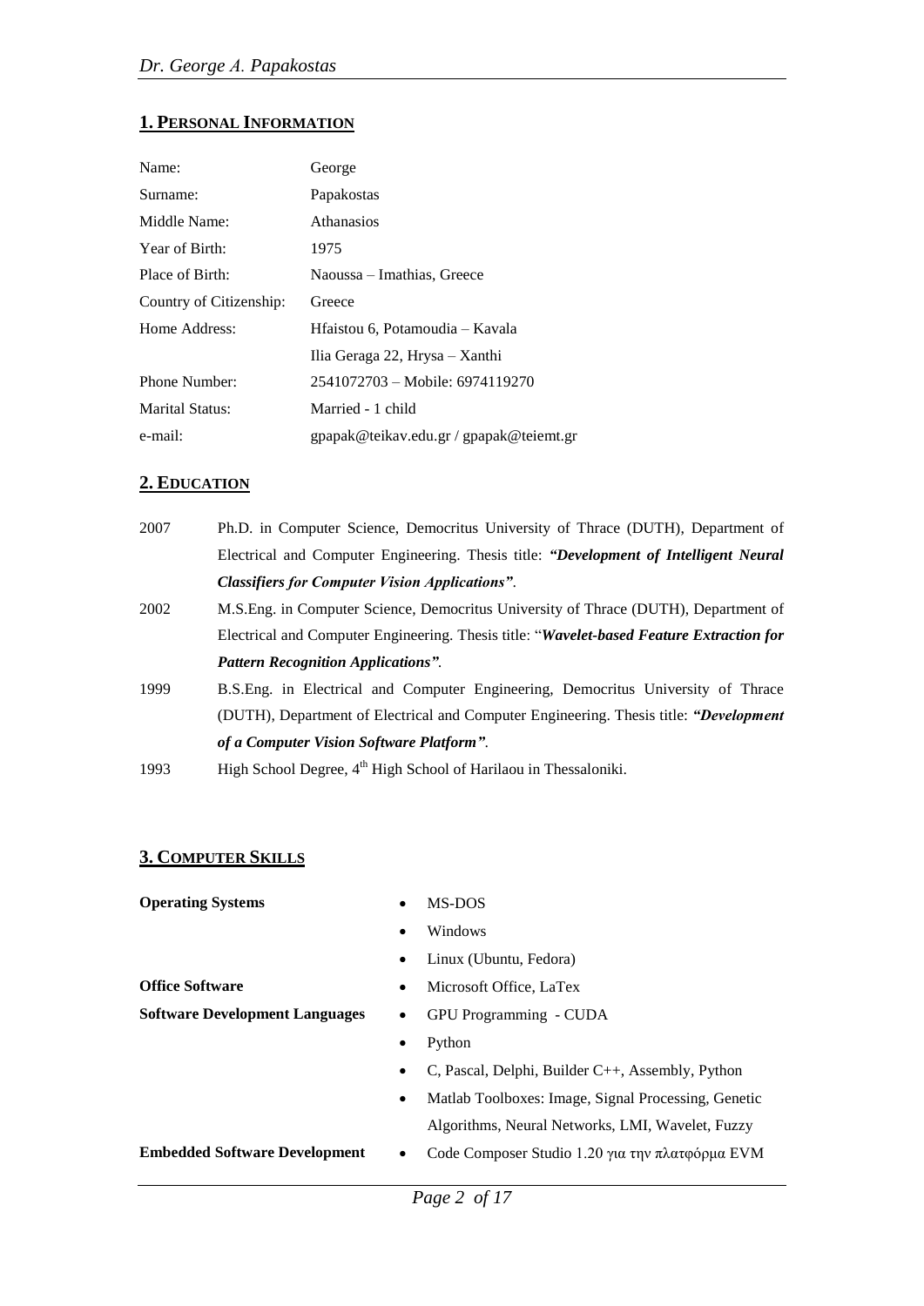## 1. Personal Information

| | |
|---|---|
| Name: | George |
| Surname: | Papakostas |
| Middle Name: | Athanasios |
| Year of Birth: | 1975 |
| Place of Birth: | Naoussa – Imathias, Greece |
| Country of Citizenship: | Greece |
| Home Address: | Hfaistou 6, Potamoudia – Kavala |
| | Ilia Geraga 22, Hrysa – Xanthi |
| Phone Number: | 2541072703 – Mobile: 6974119270 |
| Marital Status: | Married - 1 child |
| e-mail: | gpapak@teikav.edu.gr / gpapak@teiemt.gr |

## 2. Education

| | |
|---|---|
| 2007 | Ph.D. in Computer Science, Democritus University of Thrace (DUTH), Department of Electrical and Computer Engineering. Thesis title: ***"Development of Intelligent Neural Classifiers for Computer Vision Applications"***. |
| 2002 | M.S.Eng. in Computer Science, Democritus University of Thrace (DUTH), Department of Electrical and Computer Engineering. Thesis title: "***Wavelet-based Feature Extraction for Pattern Recognition Applications"***. |
| 1999 | B.S.Eng. in Electrical and Computer Engineering, Democritus University of Thrace (DUTH), Department of Electrical and Computer Engineering. Thesis title: ***"Development of a Computer Vision Software Platform"***. |
| 1993 | High School Degree, 4th High School of Harilaou in Thessaloniki. |

## 3. Computer Skills

**Operating Systems**
- MS-DOS
- Windows
- Linux (Ubuntu, Fedora)

**Office Software**
- Microsoft Office, LaTex

**Software Development Languages**
- GPU Programming - CUDA
- Python
- C, Pascal, Delphi, Builder C++, Assembly, Python
- Matlab Toolboxes: Image, Signal Processing, Genetic Algorithms, Neural Networks, LMI, Wavelet, Fuzzy

**Embedded Software Development**
- Code Composer Studio 1.20 για την πλατφόρμα EVM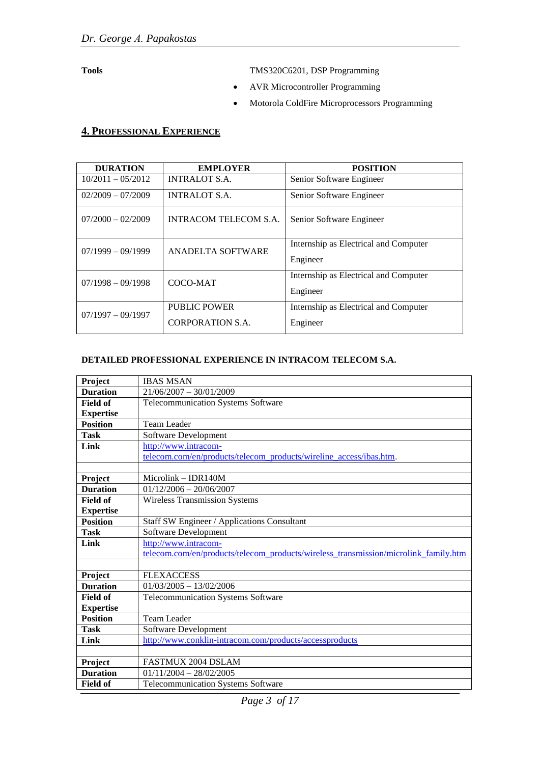**Tools**

- TMS320C6201, DSP Programming
- AVR Microcontroller Programming
- Motorola ColdFire Microprocessors Programming

## 4. Professional Experience

| DURATION | EMPLOYER | POSITION |
|---|---|---|
| 10/2011 – 05/2012 | INTRALOT S.A. | Senior Software Engineer |
| 02/2009 – 07/2009 | INTRALOT S.A. | Senior Software Engineer |
| 07/2000 – 02/2009 | INTRACOM TELECOM S.A. | Senior Software Engineer |
| 07/1999 – 09/1999 | ANADELTA SOFTWARE | Internship as Electrical and Computer Engineer |
| 07/1998 – 09/1998 | COCO-MAT | Internship as Electrical and Computer Engineer |
| 07/1997 – 09/1997 | PUBLIC POWER CORPORATION S.A. | Internship as Electrical and Computer Engineer |

### DETAILED PROFESSIONAL EXPERIENCE IN INTRACOM TELECOM S.A.

| | |
|---|---|
| **Project** | IBAS MSAN |
| **Duration** | 21/06/2007 – 30/01/2009 |
| **Field of Expertise** | Telecommunication Systems Software |
| **Position** | Team Leader |
| **Task** | Software Development |
| **Link** | http://www.intracom-telecom.com/en/products/telecom_products/wireline_access/ibas.htm. |
| | |
| **Project** | Microlink – IDR140M |
| **Duration** | 01/12/2006 – 20/06/2007 |
| **Field of Expertise** | Wireless Transmission Systems |
| **Position** | Staff SW Engineer / Applications Consultant |
| **Task** | Software Development |
| **Link** | http://www.intracom-telecom.com/en/products/telecom_products/wireless_transmission/microlink_family.htm |
| | |
| **Project** | FLEXACCESS |
| **Duration** | 01/03/2005 – 13/02/2006 |
| **Field of Expertise** | Telecommunication Systems Software |
| **Position** | Team Leader |
| **Task** | Software Development |
| **Link** | http://www.conklin-intracom.com/products/accessproducts |
| | |
| **Project** | FASTMUX 2004 DSLAM |
| **Duration** | 01/11/2004 – 28/02/2005 |
| **Field of** | Telecommunication Systems Software |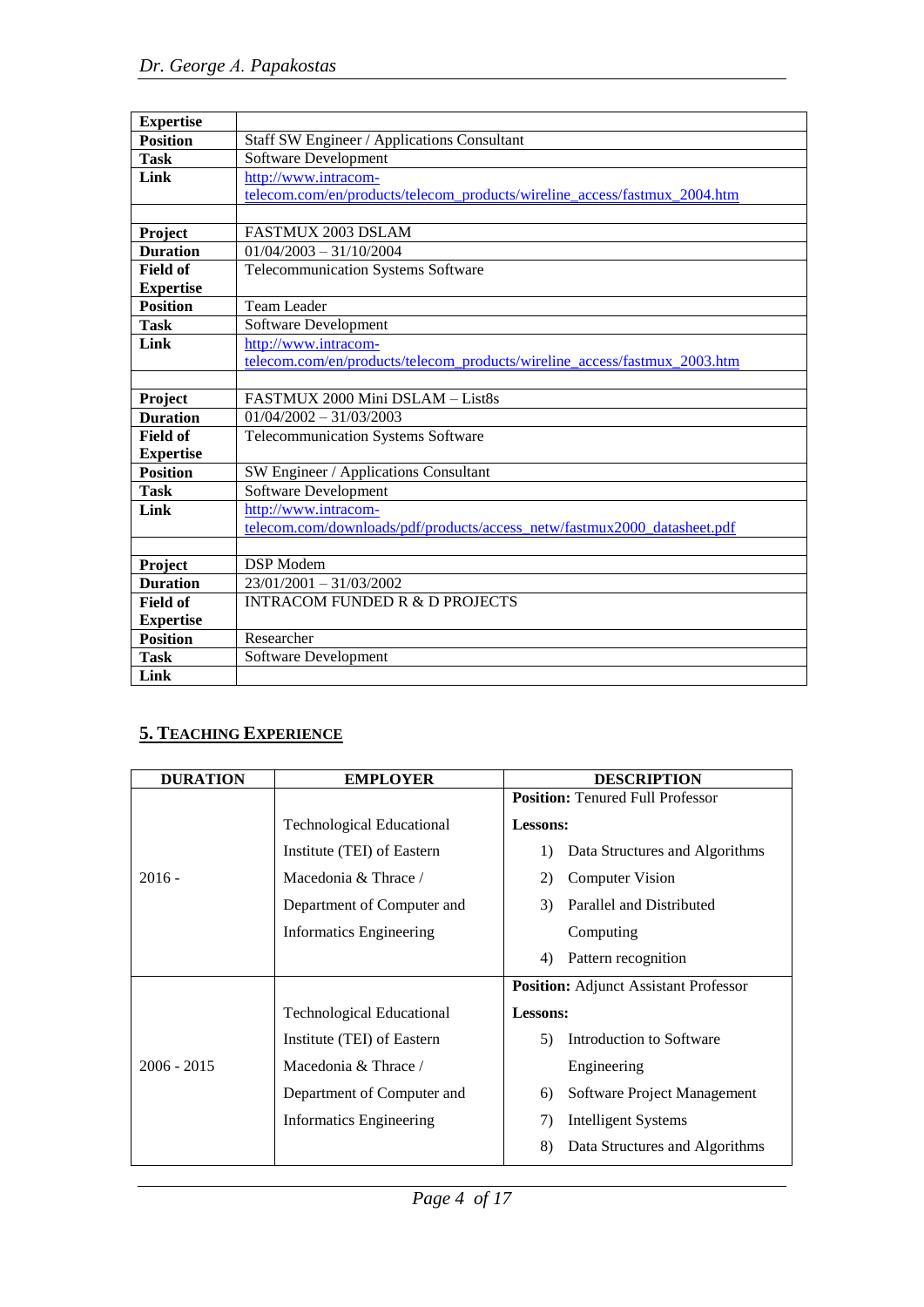| | |
|---|---|
| **Expertise** | |
| **Position** | Staff SW Engineer / Applications Consultant |
| **Task** | Software Development |
| **Link** | http://www.intracom-telecom.com/en/products/telecom_products/wireline_access/fastmux_2004.htm |
| | |
| **Project** | FASTMUX 2003 DSLAM |
| **Duration** | 01/04/2003 – 31/10/2004 |
| **Field of Expertise** | Telecommunication Systems Software |
| **Position** | Team Leader |
| **Task** | Software Development |
| **Link** | http://www.intracom-telecom.com/en/products/telecom_products/wireline_access/fastmux_2003.htm |
| | |
| **Project** | FASTMUX 2000 Mini DSLAM – List8s |
| **Duration** | 01/04/2002 – 31/03/2003 |
| **Field of Expertise** | Telecommunication Systems Software |
| **Position** | SW Engineer / Applications Consultant |
| **Task** | Software Development |
| **Link** | http://www.intracom-telecom.com/downloads/pdf/products/access_netw/fastmux2000_datasheet.pdf |
| | |
| **Project** | DSP Modem |
| **Duration** | 23/01/2001 – 31/03/2002 |
| **Field of Expertise** | INTRACOM FUNDED R & D PROJECTS |
| **Position** | Researcher |
| **Task** | Software Development |
| **Link** | |

## 5. TEACHING EXPERIENCE

| DURATION | EMPLOYER | DESCRIPTION |
|---|---|---|
| 2016 - | Technological Educational Institute (TEI) of Eastern Macedonia & Thrace / Department of Computer and Informatics Engineering | **Position:** Tenured Full Professor<br>**Lessons:**<br>1) Data Structures and Algorithms<br>2) Computer Vision<br>3) Parallel and Distributed Computing<br>4) Pattern recognition |
| 2006 - 2015 | Technological Educational Institute (TEI) of Eastern Macedonia & Thrace / Department of Computer and Informatics Engineering | **Position:** Adjunct Assistant Professor<br>**Lessons:**<br>5) Introduction to Software Engineering<br>6) Software Project Management<br>7) Intelligent Systems<br>8) Data Structures and Algorithms |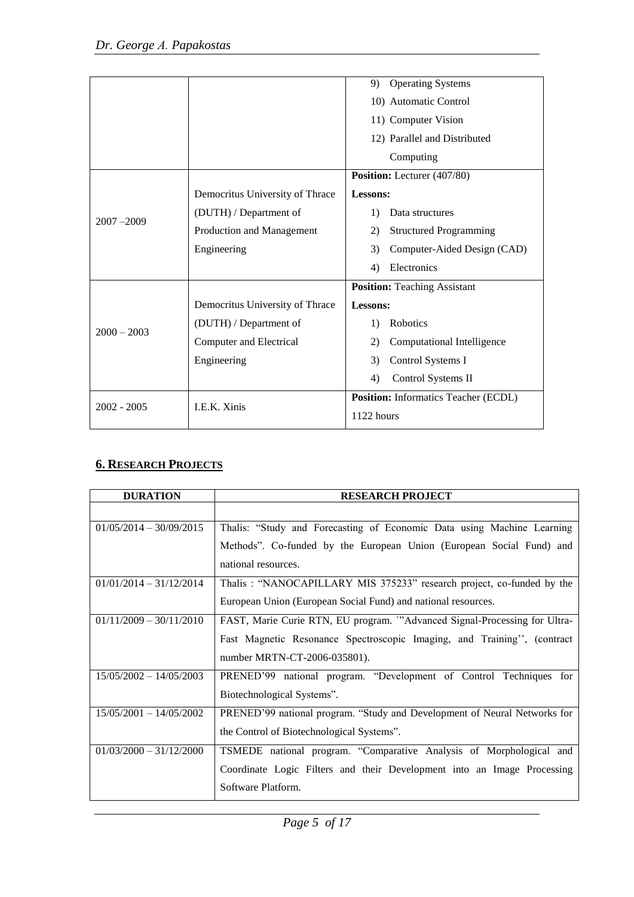|  |  | 9) Operating Systems<br>10) Automatic Control<br>11) Computer Vision<br>12) Parallel and Distributed Computing |
|---|---|---|
| 2007 –2009 | Democritus University of Thrace (DUTH) / Department of Production and Management Engineering | **Position:** Lecturer (407/80)<br>**Lessons:**<br>1) Data structures<br>2) Structured Programming<br>3) Computer-Aided Design (CAD)<br>4) Electronics |
| 2000 – 2003 | Democritus University of Thrace (DUTH) / Department of Computer and Electrical Engineering | **Position:** Teaching Assistant<br>**Lessons:**<br>1) Robotics<br>2) Computational Intelligence<br>3) Control Systems I<br>4) Control Systems II |
| 2002 - 2005 | I.E.K. Xinis | **Position:** Informatics Teacher (ECDL)<br>1122 hours |

## 6. Research Projects

| DURATION | RESEARCH PROJECT |
|---|---|
|  |  |
| 01/05/2014 – 30/09/2015 | Thalis: "Study and Forecasting of Economic Data using Machine Learning Methods". Co-funded by the European Union (European Social Fund) and national resources. |
| 01/01/2014 – 31/12/2014 | Thalis : "NANOCAPILLARY MIS 375233" research project, co-funded by the European Union (European Social Fund) and national resources. |
| 01/11/2009 – 30/11/2010 | FAST, Marie Curie RTN, EU program. '"Advanced Signal-Processing for Ultra-Fast Magnetic Resonance Spectroscopic Imaging, and Training'', (contract number MRTN-CT-2006-035801). |
| 15/05/2002 – 14/05/2003 | PRENED'99 national program. "Development of Control Techniques for Biotechnological Systems". |
| 15/05/2001 – 14/05/2002 | PRENED'99 national program. "Study and Development of Neural Networks for the Control of Biotechnological Systems". |
| 01/03/2000 – 31/12/2000 | TSMEDE national program. "Comparative Analysis of Morphological and Coordinate Logic Filters and their Development into an Image Processing Software Platform. |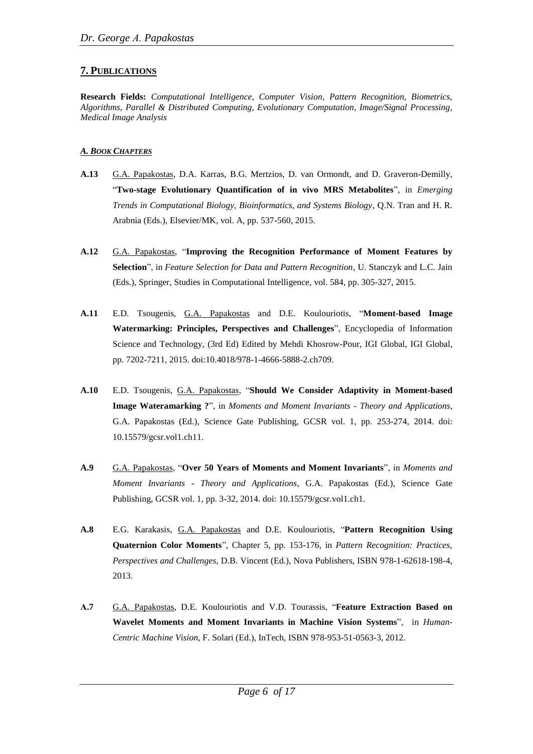## 7. PUBLICATIONS

**Research Fields:** *Computational Intelligence, Computer Vision, Pattern Recognition, Biometrics, Algorithms, Parallel & Distributed Computing, Evolutionary Computation, Image/Signal Processing, Medical Image Analysis*

### *A. BOOK CHAPTERS*

**A.13** G.A. Papakostas, D.A. Karras, B.G. Mertzios, D. van Ormondt, and D. Graveron-Demilly, "**Two-stage Evolutionary Quantification of in vivo MRS Metabolites**", in *Emerging Trends in Computational Biology, Bioinformatics, and Systems Biology*, Q.N. Tran and H. R. Arabnia (Eds.), Elsevier/MK, vol. A, pp. 537-560, 2015.

**A.12** G.A. Papakostas, "**Improving the Recognition Performance of Moment Features by Selection**", in *Feature Selection for Data and Pattern Recognition*, U. Stanczyk and L.C. Jain (Eds.), Springer, Studies in Computational Intelligence, vol. 584, pp. 305-327, 2015.

**A.11** E.D. Tsougenis, G.A. Papakostas and D.E. Koulouriotis, "**Moment-based Image Watermarking: Principles, Perspectives and Challenges**", Encyclopedia of Information Science and Technology, (3rd Ed) Edited by Mehdi Khosrow-Pour, IGI Global, IGI Global, pp. 7202-7211, 2015. doi:10.4018/978-1-4666-5888-2.ch709.

**A.10** E.D. Tsougenis, G.A. Papakostas, "**Should We Consider Adaptivity in Moment-based Image Wateramarking ?**", in *Moments and Moment Invariants - Theory and Applications*, G.A. Papakostas (Ed.), Science Gate Publishing, GCSR vol. 1, pp. 253-274, 2014. doi: 10.15579/gcsr.vol1.ch11.

**A.9** G.A. Papakostas, "**Over 50 Years of Moments and Moment Invariants**", in *Moments and Moment Invariants - Theory and Applications*, G.A. Papakostas (Ed.), Science Gate Publishing, GCSR vol. 1, pp. 3-32, 2014. doi: 10.15579/gcsr.vol1.ch1.

**A.8** E.G. Karakasis, G.A. Papakostas and D.E. Koulouriotis, "**Pattern Recognition Using Quaternion Color Moments**", Chapter 5, pp. 153-176, in *Pattern Recognition: Practices, Perspectives and Challenges*, D.B. Vincent (Ed.), Nova Publishers, ISBN 978-1-62618-198-4, 2013.

**A.7** G.A. Papakostas, D.E. Koulouriotis and V.D. Tourassis, "**Feature Extraction Based on Wavelet Moments and Moment Invariants in Machine Vision Systems**", in *Human-Centric Machine Vision*, F. Solari (Ed.), InTech, ISBN 978-953-51-0563-3, 2012.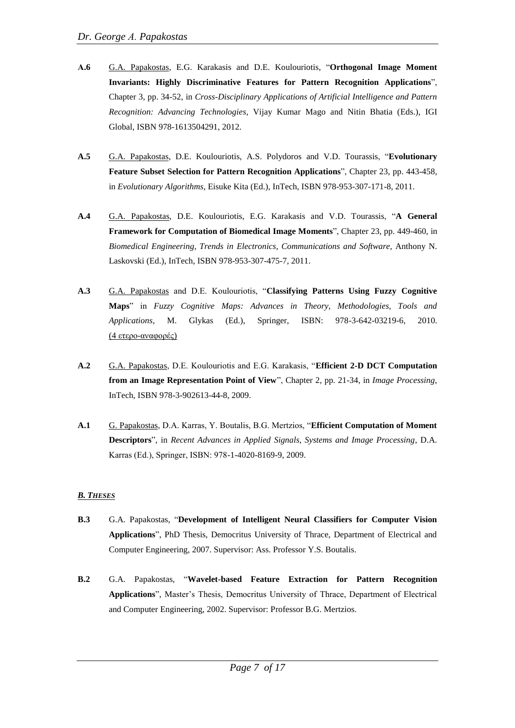**A.6** <u>G.A. Papakostas</u>, E.G. Karakasis and D.E. Koulouriotis, "**Orthogonal Image Moment Invariants: Highly Discriminative Features for Pattern Recognition Applications**", Chapter 3, pp. 34-52, in *Cross-Disciplinary Applications of Artificial Intelligence and Pattern Recognition: Advancing Technologies*, Vijay Kumar Mago and Nitin Bhatia (Eds.), IGI Global, ISBN 978-1613504291, 2012.

**A.5** <u>G.A. Papakostas</u>, D.E. Koulouriotis, A.S. Polydoros and V.D. Tourassis, "**Evolutionary Feature Subset Selection for Pattern Recognition Applications**", Chapter 23, pp. 443-458, in *Evolutionary Algorithms*, Eisuke Kita (Ed.), InTech, ISBN 978-953-307-171-8, 2011.

**A.4** <u>G.A. Papakostas</u>, D.E. Koulouriotis, E.G. Karakasis and V.D. Tourassis, "**A General Framework for Computation of Biomedical Image Moments**", Chapter 23, pp. 449-460, in *Biomedical Engineering, Trends in Electronics, Communications and Software*, Anthony N. Laskovski (Ed.), InTech, ISBN 978-953-307-475-7, 2011.

**A.3** <u>G.A. Papakostas</u> and D.E. Koulouriotis, "**Classifying Patterns Using Fuzzy Cognitive Maps**" in *Fuzzy Cognitive Maps: Advances in Theory, Methodologies, Tools and Applications*, M. Glykas (Ed.), Springer, ISBN: 978-3-642-03219-6, 2010. <u>(4 ετερο-αναφορές)</u>

**A.2** <u>G.A. Papakostas</u>, D.E. Koulouriotis and E.G. Karakasis, "**Efficient 2-D DCT Computation from an Image Representation Point of View**", Chapter 2, pp. 21-34, in *Image Processing*, InTech, ISBN 978-3-902613-44-8, 2009.

**A.1** <u>G. Papakostas</u>, D.A. Karras, Y. Boutalis, B.G. Mertzios, "**Efficient Computation of Moment Descriptors**", in *Recent Advances in Applied Signals, Systems and Image Processing*, D.A. Karras (Ed.), Springer, ISBN: 978-1-4020-8169-9, 2009.

## ***B. THESES***

**B.3** G.A. Papakostas, "**Development of Intelligent Neural Classifiers for Computer Vision Applications**", PhD Thesis, Democritus University of Thrace, Department of Electrical and Computer Engineering, 2007. Supervisor: Ass. Professor Y.S. Boutalis.

**B.2** G.A. Papakostas, "**Wavelet-based Feature Extraction for Pattern Recognition Applications**", Master's Thesis, Democritus University of Thrace, Department of Electrical and Computer Engineering, 2002. Supervisor: Professor B.G. Mertzios.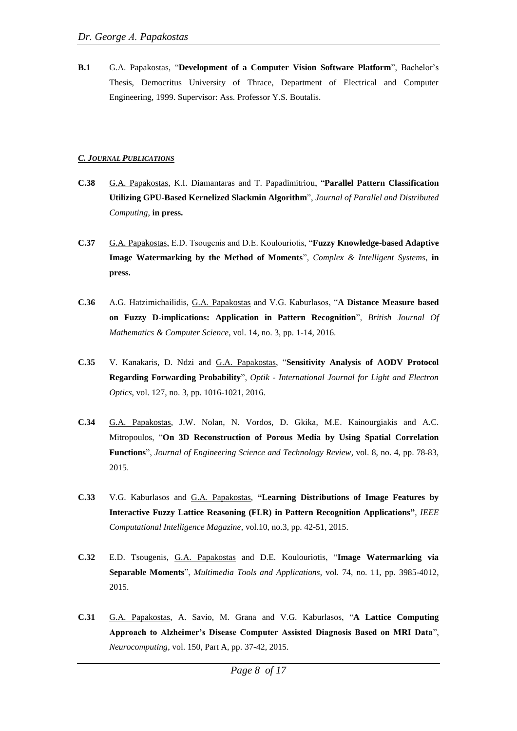**B.1** G.A. Papakostas, "**Development of a Computer Vision Software Platform**", Bachelor's Thesis, Democritus University of Thrace, Department of Electrical and Computer Engineering, 1999. Supervisor: Ass. Professor Y.S. Boutalis.

### *C. JOURNAL PUBLICATIONS*

**C.38** G.A. Papakostas, K.I. Diamantaras and T. Papadimitriou, "**Parallel Pattern Classification Utilizing GPU-Based Kernelized Slackmin Algorithm**", *Journal of Parallel and Distributed Computing*, **in press.**

**C.37** G.A. Papakostas, E.D. Tsougenis and D.E. Koulouriotis, "**Fuzzy Knowledge-based Adaptive Image Watermarking by the Method of Moments**", *Complex & Intelligent Systems*, **in press.**

**C.36** A.G. Hatzimichailidis, G.A. Papakostas and V.G. Kaburlasos, "**A Distance Measure based on Fuzzy D-implications: Application in Pattern Recognition**", *British Journal Of Mathematics & Computer Science*, vol. 14, no. 3, pp. 1-14, 2016.

**C.35** V. Kanakaris, D. Ndzi and G.A. Papakostas, "**Sensitivity Analysis of AODV Protocol Regarding Forwarding Probability**", *Optik - International Journal for Light and Electron Optics*, vol. 127, no. 3, pp. 1016-1021, 2016.

**C.34** G.A. Papakostas, J.W. Nolan, N. Vordos, D. Gkika, M.E. Kainourgiakis and A.C. Mitropoulos, "**On 3D Reconstruction of Porous Media by Using Spatial Correlation Functions**", *Journal of Engineering Science and Technology Review*, vol. 8, no. 4, pp. 78-83, 2015.

**C.33** V.G. Kaburlasos and G.A. Papakostas, **"Learning Distributions of Image Features by Interactive Fuzzy Lattice Reasoning (FLR) in Pattern Recognition Applications"**, *IEEE Computational Intelligence Magazine*, vol.10, no.3, pp. 42-51, 2015.

**C.32** E.D. Tsougenis, G.A. Papakostas and D.E. Koulouriotis, "**Image Watermarking via Separable Moments**", *Multimedia Tools and Applications*, vol. 74, no. 11, pp. 3985-4012, 2015.

**C.31** G.A. Papakostas, A. Savio, M. Grana and V.G. Kaburlasos, "**A Lattice Computing Approach to Alzheimer's Disease Computer Assisted Diagnosis Based on MRI Data**", *Neurocomputing*, vol. 150, Part A, pp. 37-42, 2015.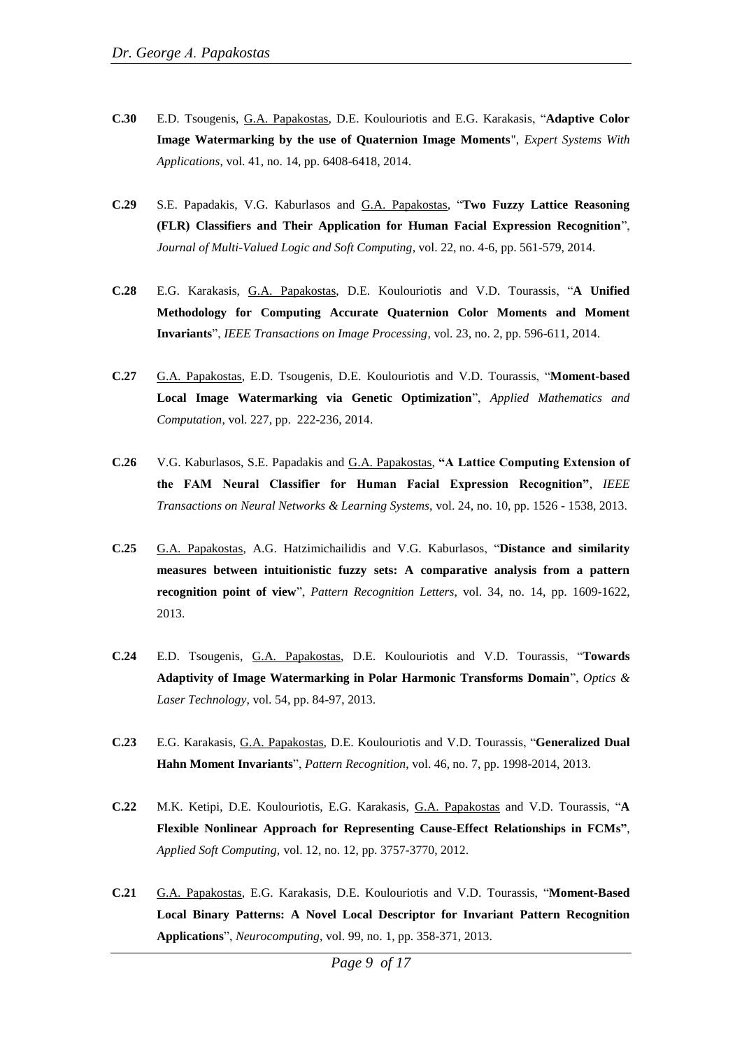**C.30** E.D. Tsougenis, G.A. Papakostas, D.E. Koulouriotis and E.G. Karakasis, "**Adaptive Color Image Watermarking by the use of Quaternion Image Moments**", *Expert Systems With Applications*, vol. 41, no. 14, pp. 6408-6418, 2014.

**C.29** S.E. Papadakis, V.G. Kaburlasos and G.A. Papakostas, "**Two Fuzzy Lattice Reasoning (FLR) Classifiers and Their Application for Human Facial Expression Recognition**", *Journal of Multi-Valued Logic and Soft Computing*, vol. 22, no. 4-6, pp. 561-579, 2014.

**C.28** E.G. Karakasis, G.A. Papakostas, D.E. Koulouriotis and V.D. Tourassis, "**A Unified Methodology for Computing Accurate Quaternion Color Moments and Moment Invariants**", *IEEE Transactions on Image Processing*, vol. 23, no. 2, pp. 596-611, 2014.

**C.27** G.A. Papakostas, E.D. Tsougenis, D.E. Koulouriotis and V.D. Tourassis, "**Moment-based Local Image Watermarking via Genetic Optimization**", *Applied Mathematics and Computation*, vol. 227, pp. 222-236, 2014.

**C.26** V.G. Kaburlasos, S.E. Papadakis and G.A. Papakostas, **"A Lattice Computing Extension of the FAM Neural Classifier for Human Facial Expression Recognition"**, *IEEE Transactions on Neural Networks & Learning Systems*, vol. 24, no. 10, pp. 1526 - 1538, 2013.

**C.25** G.A. Papakostas, A.G. Hatzimichailidis and V.G. Kaburlasos, "**Distance and similarity measures between intuitionistic fuzzy sets: A comparative analysis from a pattern recognition point of view**", *Pattern Recognition Letters*, vol. 34, no. 14, pp. 1609-1622, 2013.

**C.24** E.D. Tsougenis, G.A. Papakostas, D.E. Koulouriotis and V.D. Tourassis, "**Towards Adaptivity of Image Watermarking in Polar Harmonic Transforms Domain**", *Optics & Laser Technology*, vol. 54, pp. 84-97, 2013.

**C.23** E.G. Karakasis, G.A. Papakostas, D.E. Koulouriotis and V.D. Tourassis, "**Generalized Dual Hahn Moment Invariants**", *Pattern Recognition*, vol. 46, no. 7, pp. 1998-2014, 2013.

**C.22** M.K. Ketipi, D.E. Koulouriotis, E.G. Karakasis, G.A. Papakostas and V.D. Tourassis, "**A Flexible Nonlinear Approach for Representing Cause-Effect Relationships in FCMs"**, *Applied Soft Computing*, vol. 12, no. 12, pp. 3757-3770, 2012.

**C.21** G.A. Papakostas, E.G. Karakasis, D.E. Koulouriotis and V.D. Tourassis, "**Moment-Based Local Binary Patterns: A Novel Local Descriptor for Invariant Pattern Recognition Applications**", *Neurocomputing*, vol. 99, no. 1, pp. 358-371, 2013.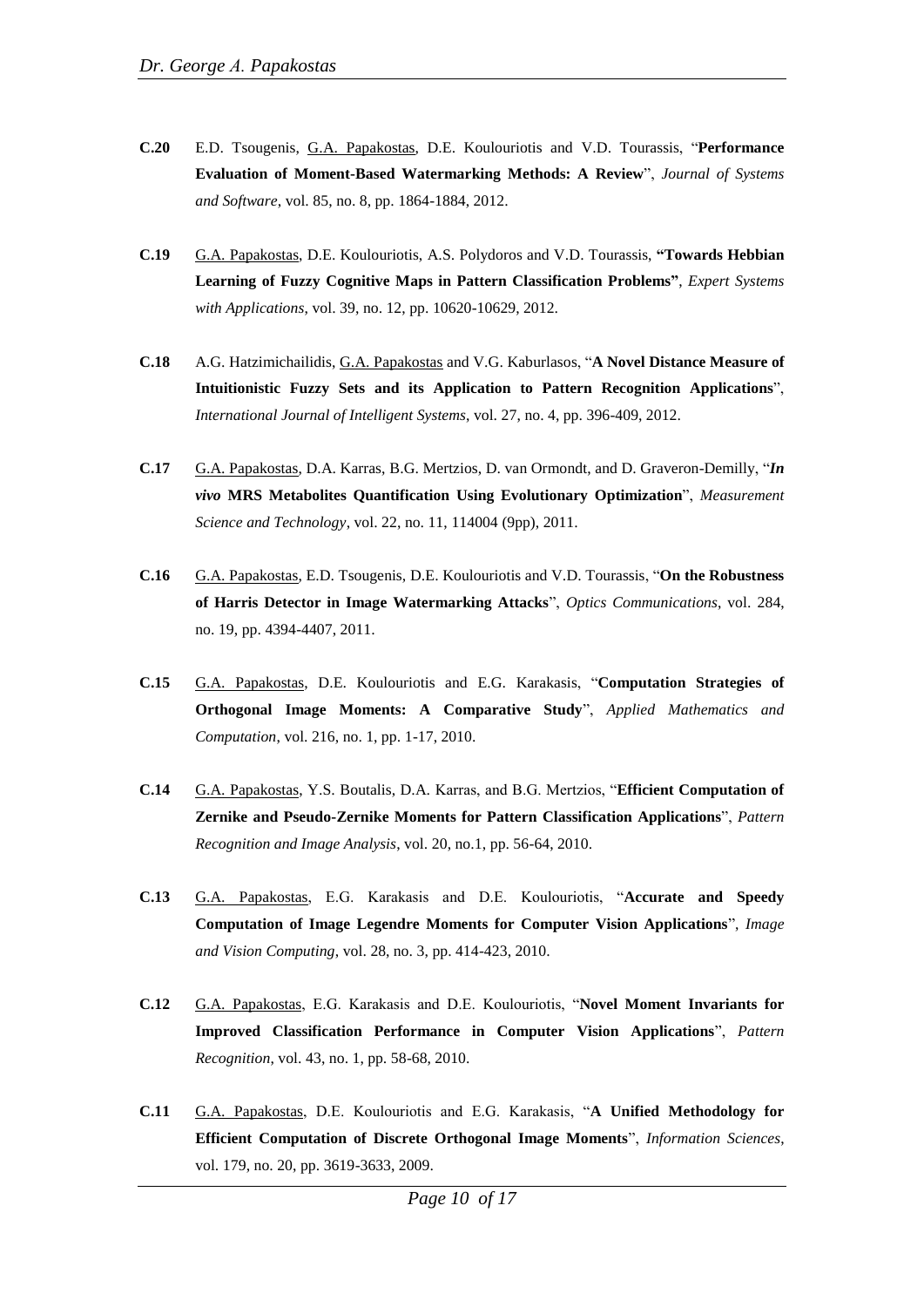**C.20** E.D. Tsougenis, G.A. Papakostas, D.E. Koulouriotis and V.D. Tourassis, "**Performance Evaluation of Moment-Based Watermarking Methods: A Review**", *Journal of Systems and Software*, vol. 85, no. 8, pp. 1864-1884, 2012.

**C.19** G.A. Papakostas, D.E. Koulouriotis, A.S. Polydoros and V.D. Tourassis, **"Towards Hebbian Learning of Fuzzy Cognitive Maps in Pattern Classification Problems"**, *Expert Systems with Applications*, vol. 39, no. 12, pp. 10620-10629, 2012.

**C.18** A.G. Hatzimichailidis, G.A. Papakostas and V.G. Kaburlasos, "**A Novel Distance Measure of Intuitionistic Fuzzy Sets and its Application to Pattern Recognition Applications**", *International Journal of Intelligent Systems*, vol. 27, no. 4, pp. 396-409, 2012.

**C.17** G.A. Papakostas, D.A. Karras, B.G. Mertzios, D. van Ormondt, and D. Graveron-Demilly, "***In vivo* MRS Metabolites Quantification Using Evolutionary Optimization**", *Measurement Science and Technology*, vol. 22, no. 11, 114004 (9pp), 2011.

**C.16** G.A. Papakostas, E.D. Tsougenis, D.E. Koulouriotis and V.D. Tourassis, "**On the Robustness of Harris Detector in Image Watermarking Attacks**", *Optics Communications*, vol. 284, no. 19, pp. 4394-4407, 2011.

**C.15** G.A. Papakostas, D.E. Koulouriotis and E.G. Karakasis, "**Computation Strategies of Orthogonal Image Moments: A Comparative Study**", *Applied Mathematics and Computation*, vol. 216, no. 1, pp. 1-17, 2010.

**C.14** G.A. Papakostas, Y.S. Boutalis, D.A. Karras, and B.G. Mertzios, "**Efficient Computation of Zernike and Pseudo-Zernike Moments for Pattern Classification Applications**", *Pattern Recognition and Image Analysis*, vol. 20, no.1, pp. 56-64, 2010.

**C.13** G.A. Papakostas, E.G. Karakasis and D.E. Koulouriotis, "**Accurate and Speedy Computation of Image Legendre Moments for Computer Vision Applications**", *Image and Vision Computing*, vol. 28, no. 3, pp. 414-423, 2010.

**C.12** G.A. Papakostas, E.G. Karakasis and D.E. Koulouriotis, "**Novel Moment Invariants for Improved Classification Performance in Computer Vision Applications**", *Pattern Recognition*, vol. 43, no. 1, pp. 58-68, 2010.

**C.11** G.A. Papakostas, D.E. Koulouriotis and E.G. Karakasis, "**A Unified Methodology for Efficient Computation of Discrete Orthogonal Image Moments**", *Information Sciences*, vol. 179, no. 20, pp. 3619-3633, 2009.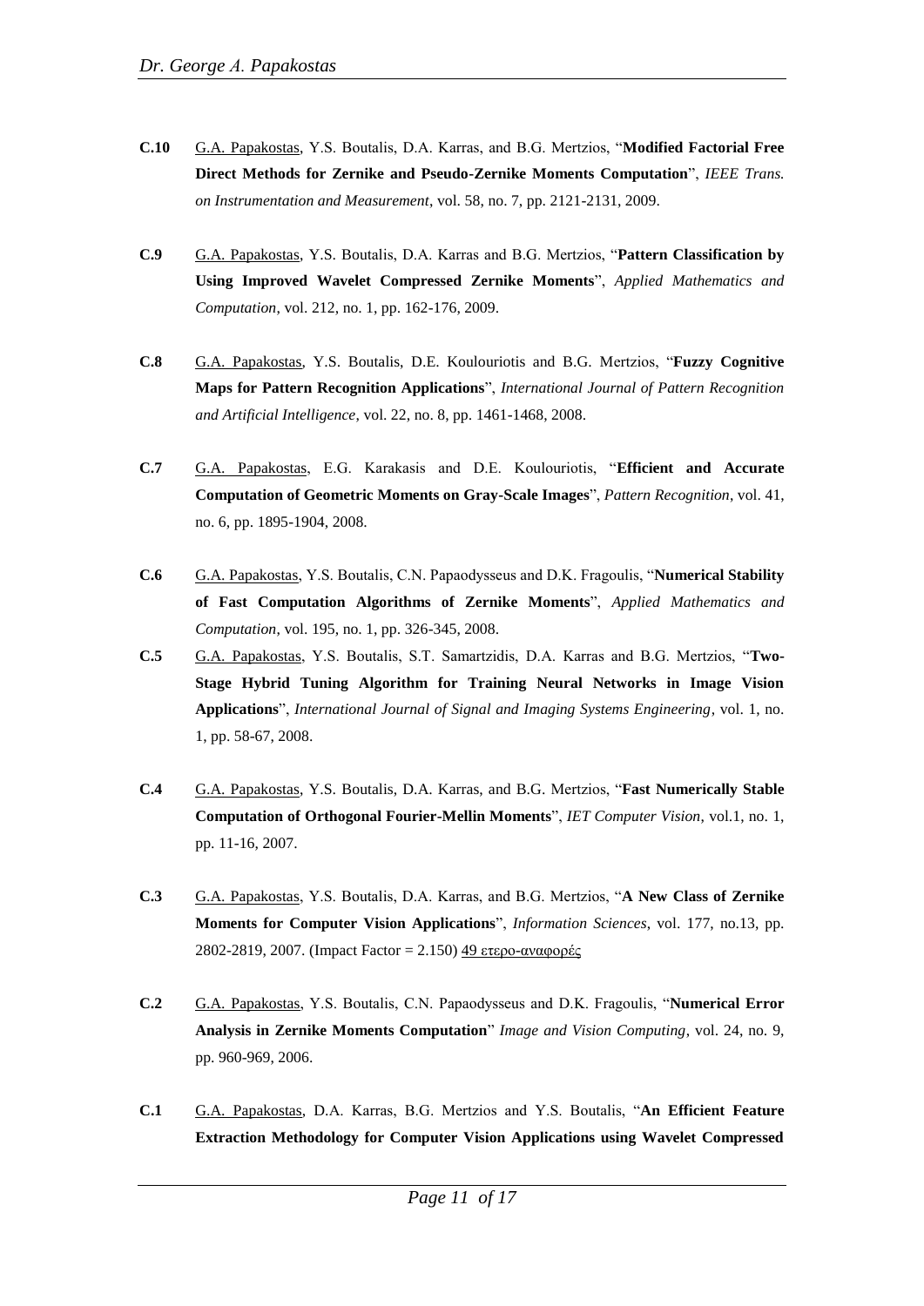**C.10** <u>G.A. Papakostas</u>, Y.S. Boutalis, D.A. Karras, and B.G. Mertzios, "**Modified Factorial Free Direct Methods for Zernike and Pseudo-Zernike Moments Computation**", *IEEE Trans. on Instrumentation and Measurement*, vol. 58, no. 7, pp. 2121-2131, 2009.

**C.9** <u>G.A. Papakostas</u>, Y.S. Boutalis, D.A. Karras and B.G. Mertzios, "**Pattern Classification by Using Improved Wavelet Compressed Zernike Moments**", *Applied Mathematics and Computation*, vol. 212, no. 1, pp. 162-176, 2009.

**C.8** <u>G.A. Papakostas</u>, Y.S. Boutalis, D.E. Koulouriotis and B.G. Mertzios, "**Fuzzy Cognitive Maps for Pattern Recognition Applications**", *International Journal of Pattern Recognition and Artificial Intelligence*, vol. 22, no. 8, pp. 1461-1468, 2008.

**C.7** <u>G.A. Papakostas</u>, E.G. Karakasis and D.E. Koulouriotis, "**Efficient and Accurate Computation of Geometric Moments on Gray-Scale Images**", *Pattern Recognition*, vol. 41, no. 6, pp. 1895-1904, 2008.

**C.6** <u>G.A. Papakostas</u>, Y.S. Boutalis, C.N. Papaodysseus and D.K. Fragoulis, "**Numerical Stability of Fast Computation Algorithms of Zernike Moments**", *Applied Mathematics and Computation*, vol. 195, no. 1, pp. 326-345, 2008.

**C.5** <u>G.A. Papakostas</u>, Y.S. Boutalis, S.T. Samartzidis, D.A. Karras and B.G. Mertzios, "**Two-Stage Hybrid Tuning Algorithm for Training Neural Networks in Image Vision Applications**", *International Journal of Signal and Imaging Systems Engineering*, vol. 1, no. 1, pp. 58-67, 2008.

**C.4** <u>G.A. Papakostas</u>, Y.S. Boutalis, D.A. Karras, and B.G. Mertzios, "**Fast Numerically Stable Computation of Orthogonal Fourier-Mellin Moments**", *IET Computer Vision*, vol.1, no. 1, pp. 11-16, 2007.

**C.3** <u>G.A. Papakostas</u>, Y.S. Boutalis, D.A. Karras, and B.G. Mertzios, "**A New Class of Zernike Moments for Computer Vision Applications**", *Information Sciences*, vol. 177, no.13, pp. 2802-2819, 2007. (Impact Factor = 2.150) <u>49 ετερο-αναφορές</u>

**C.2** <u>G.A. Papakostas</u>, Y.S. Boutalis, C.N. Papaodysseus and D.K. Fragoulis, "**Numerical Error Analysis in Zernike Moments Computation**" *Image and Vision Computing*, vol. 24, no. 9, pp. 960-969, 2006.

**C.1** <u>G.A. Papakostas</u>, D.A. Karras, B.G. Mertzios and Y.S. Boutalis, "**An Efficient Feature Extraction Methodology for Computer Vision Applications using Wavelet Compressed**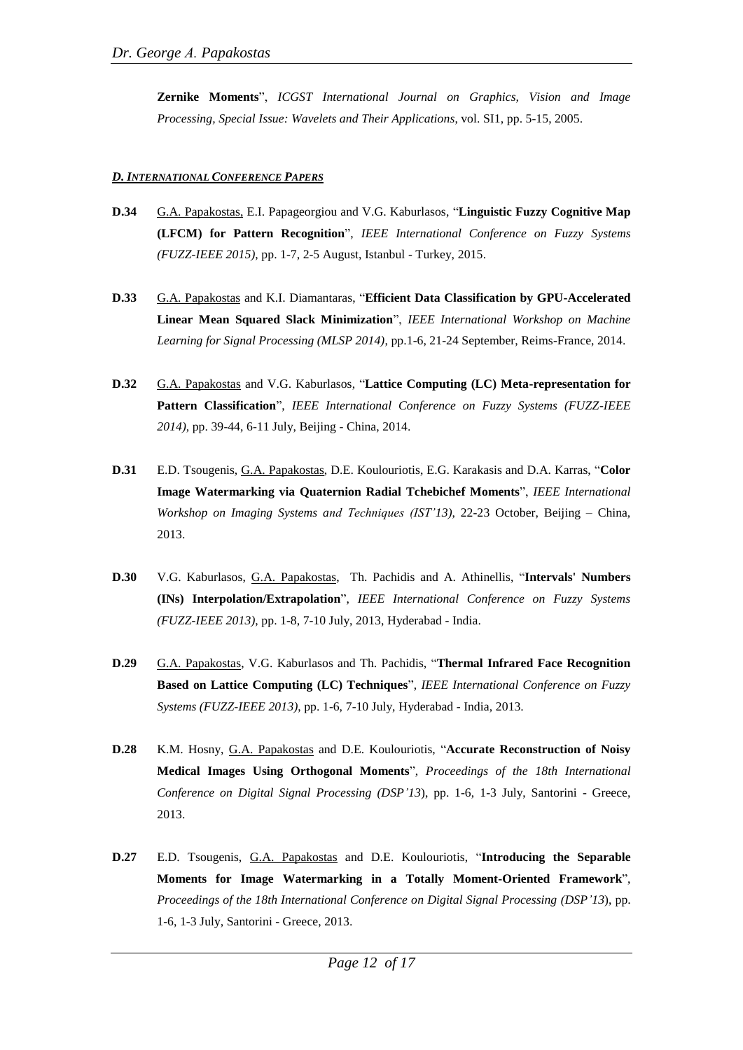**Zernike Moments**", *ICGST International Journal on Graphics, Vision and Image Processing, Special Issue: Wavelets and Their Applications*, vol. SI1, pp. 5-15, 2005.

### *D. INTERNATIONAL CONFERENCE PAPERS*

**D.34** G.A. Papakostas, E.I. Papageorgiou and V.G. Kaburlasos, "**Linguistic Fuzzy Cognitive Map (LFCM) for Pattern Recognition**", *IEEE International Conference on Fuzzy Systems (FUZZ-IEEE 2015)*, pp. 1-7, 2-5 August, Istanbul - Turkey, 2015.

**D.33** G.A. Papakostas and K.I. Diamantaras, "**Efficient Data Classification by GPU-Accelerated Linear Mean Squared Slack Minimization**", *IEEE International Workshop on Machine Learning for Signal Processing (MLSP 2014)*, pp.1-6, 21-24 September, Reims-France, 2014.

**D.32** G.A. Papakostas and V.G. Kaburlasos, "**Lattice Computing (LC) Meta-representation for Pattern Classification**", *IEEE International Conference on Fuzzy Systems (FUZZ-IEEE 2014)*, pp. 39-44, 6-11 July, Beijing - China, 2014.

**D.31** E.D. Tsougenis, G.A. Papakostas, D.E. Koulouriotis, E.G. Karakasis and D.A. Karras, "**Color Image Watermarking via Quaternion Radial Tchebichef Moments**", *IEEE International Workshop on Imaging Systems and Techniques (IST'13)*, 22-23 October, Beijing – China, 2013.

**D.30** V.G. Kaburlasos, G.A. Papakostas, Th. Pachidis and A. Athinellis, "**Intervals' Numbers (INs) Interpolation/Extrapolation**", *IEEE International Conference on Fuzzy Systems (FUZZ-IEEE 2013)*, pp. 1-8, 7-10 July, 2013, Hyderabad - India.

**D.29** G.A. Papakostas, V.G. Kaburlasos and Th. Pachidis, "**Thermal Infrared Face Recognition Based on Lattice Computing (LC) Techniques**", *IEEE International Conference on Fuzzy Systems (FUZZ-IEEE 2013)*, pp. 1-6, 7-10 July, Hyderabad - India, 2013.

**D.28** K.M. Hosny, G.A. Papakostas and D.E. Koulouriotis, "**Accurate Reconstruction of Noisy Medical Images Using Orthogonal Moments**", *Proceedings of the 18th International Conference on Digital Signal Processing (DSP'13*), pp. 1-6, 1-3 July, Santorini - Greece, 2013.

**D.27** E.D. Tsougenis, G.A. Papakostas and D.E. Koulouriotis, "**Introducing the Separable Moments for Image Watermarking in a Totally Moment-Oriented Framework**", *Proceedings of the 18th International Conference on Digital Signal Processing (DSP'13*), pp. 1-6, 1-3 July, Santorini - Greece, 2013.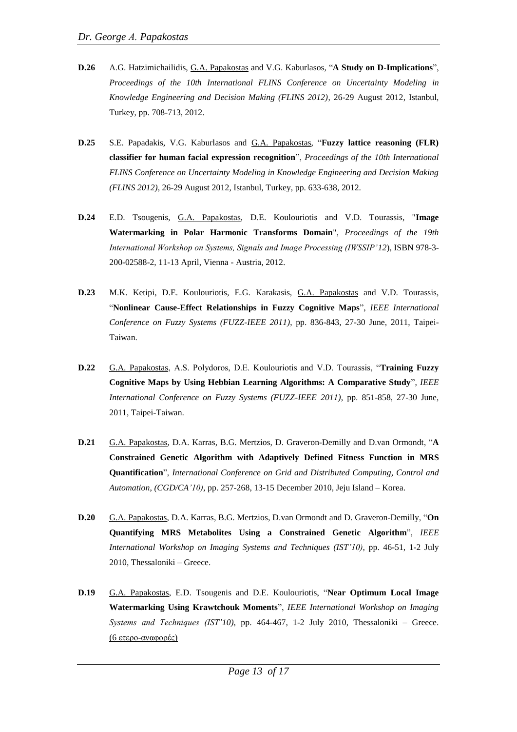**D.26** A.G. Hatzimichailidis, G.A. Papakostas and V.G. Kaburlasos, "**A Study on D-Implications**", *Proceedings of the 10th International FLINS Conference on Uncertainty Modeling in Knowledge Engineering and Decision Making (FLINS 2012)*, 26-29 August 2012, Istanbul, Turkey, pp. 708-713, 2012.

**D.25** S.E. Papadakis, V.G. Kaburlasos and G.A. Papakostas, "**Fuzzy lattice reasoning (FLR) classifier for human facial expression recognition**", *Proceedings of the 10th International FLINS Conference on Uncertainty Modeling in Knowledge Engineering and Decision Making (FLINS 2012)*, 26-29 August 2012, Istanbul, Turkey, pp. 633-638, 2012.

**D.24** E.D. Tsougenis, G.A. Papakostas, D.E. Koulouriotis and V.D. Tourassis, "**Image Watermarking in Polar Harmonic Transforms Domain**", *Proceedings of the 19th International Workshop on Systems, Signals and Image Processing (IWSSIP'12*), ISBN 978-3-200-02588-2, 11-13 April, Vienna - Austria, 2012.

**D.23** M.K. Ketipi, D.E. Koulouriotis, E.G. Karakasis, G.A. Papakostas and V.D. Tourassis, "**Nonlinear Cause-Effect Relationships in Fuzzy Cognitive Maps**", *IEEE International Conference on Fuzzy Systems (FUZZ-IEEE 2011)*, pp. 836-843, 27-30 June, 2011, Taipei-Taiwan.

**D.22** G.A. Papakostas, A.S. Polydoros, D.E. Koulouriotis and V.D. Tourassis, "**Training Fuzzy Cognitive Maps by Using Hebbian Learning Algorithms: A Comparative Study**", *IEEE International Conference on Fuzzy Systems (FUZZ-IEEE 2011)*, pp. 851-858, 27-30 June, 2011, Taipei-Taiwan.

**D.21** G.A. Papakostas, D.A. Karras, B.G. Mertzios, D. Graveron-Demilly and D.van Ormondt, "**A Constrained Genetic Algorithm with Adaptively Defined Fitness Function in MRS Quantification**", *International Conference on Grid and Distributed Computing, Control and Automation, (CGD/CA'10)*, pp. 257-268, 13-15 December 2010, Jeju Island – Korea.

**D.20** G.A. Papakostas, D.A. Karras, B.G. Mertzios, D.van Ormondt and D. Graveron-Demilly, "**On Quantifying MRS Metabolites Using a Constrained Genetic Algorithm**", *IEEE International Workshop on Imaging Systems and Techniques (IST'10)*, pp. 46-51, 1-2 July 2010, Thessaloniki – Greece.

**D.19** G.A. Papakostas, E.D. Tsougenis and D.E. Koulouriotis, "**Near Optimum Local Image Watermarking Using Krawtchouk Moments**", *IEEE International Workshop on Imaging Systems and Techniques (IST'10)*, pp. 464-467, 1-2 July 2010, Thessaloniki – Greece. (6 ετερο-αναφορές)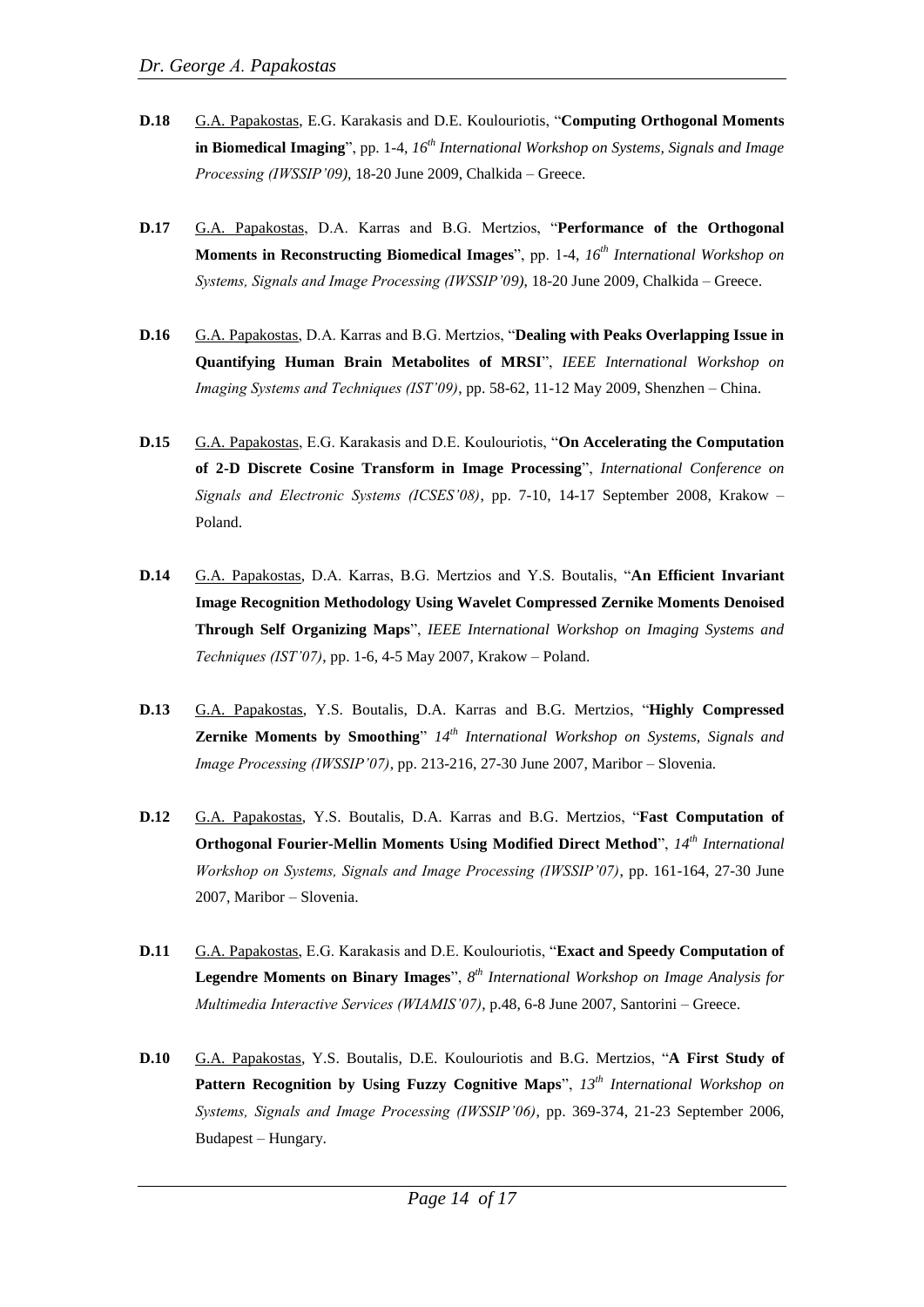**D.18** G.A. Papakostas, E.G. Karakasis and D.E. Koulouriotis, "**Computing Orthogonal Moments in Biomedical Imaging**", pp. 1-4, *16th International Workshop on Systems, Signals and Image Processing (IWSSIP'09)*, 18-20 June 2009, Chalkida – Greece.

**D.17** G.A. Papakostas, D.A. Karras and B.G. Mertzios, "**Performance of the Orthogonal Moments in Reconstructing Biomedical Images**", pp. 1-4, *16th International Workshop on Systems, Signals and Image Processing (IWSSIP'09)*, 18-20 June 2009, Chalkida – Greece.

**D.16** G.A. Papakostas, D.A. Karras and B.G. Mertzios, "**Dealing with Peaks Overlapping Issue in Quantifying Human Brain Metabolites of MRSI**", *IEEE International Workshop on Imaging Systems and Techniques (IST'09)*, pp. 58-62, 11-12 May 2009, Shenzhen – China.

**D.15** G.A. Papakostas, E.G. Karakasis and D.E. Koulouriotis, "**On Accelerating the Computation of 2-D Discrete Cosine Transform in Image Processing**", *International Conference on Signals and Electronic Systems (ICSES'08)*, pp. 7-10, 14-17 September 2008, Krakow – Poland.

**D.14** G.A. Papakostas, D.A. Karras, B.G. Mertzios and Y.S. Boutalis, "**An Efficient Invariant Image Recognition Methodology Using Wavelet Compressed Zernike Moments Denoised Through Self Organizing Maps**", *IEEE International Workshop on Imaging Systems and Techniques (IST'07)*, pp. 1-6, 4-5 May 2007, Krakow – Poland.

**D.13** G.A. Papakostas, Y.S. Boutalis, D.A. Karras and B.G. Mertzios, "**Highly Compressed Zernike Moments by Smoothing**" *14th International Workshop on Systems, Signals and Image Processing (IWSSIP'07)*, pp. 213-216, 27-30 June 2007, Maribor – Slovenia.

**D.12** G.A. Papakostas, Y.S. Boutalis, D.A. Karras and B.G. Mertzios, "**Fast Computation of Orthogonal Fourier-Mellin Moments Using Modified Direct Method**", *14th International Workshop on Systems, Signals and Image Processing (IWSSIP'07)*, pp. 161-164, 27-30 June 2007, Maribor – Slovenia.

**D.11** G.A. Papakostas, E.G. Karakasis and D.E. Koulouriotis, "**Exact and Speedy Computation of Legendre Moments on Binary Images**", *8th International Workshop on Image Analysis for Multimedia Interactive Services (WIAMIS'07)*, p.48, 6-8 June 2007, Santorini – Greece.

**D.10** G.A. Papakostas, Y.S. Boutalis, D.E. Koulouriotis and B.G. Mertzios, "**A First Study of Pattern Recognition by Using Fuzzy Cognitive Maps**", *13th International Workshop on Systems, Signals and Image Processing (IWSSIP'06)*, pp. 369-374, 21-23 September 2006, Budapest – Hungary.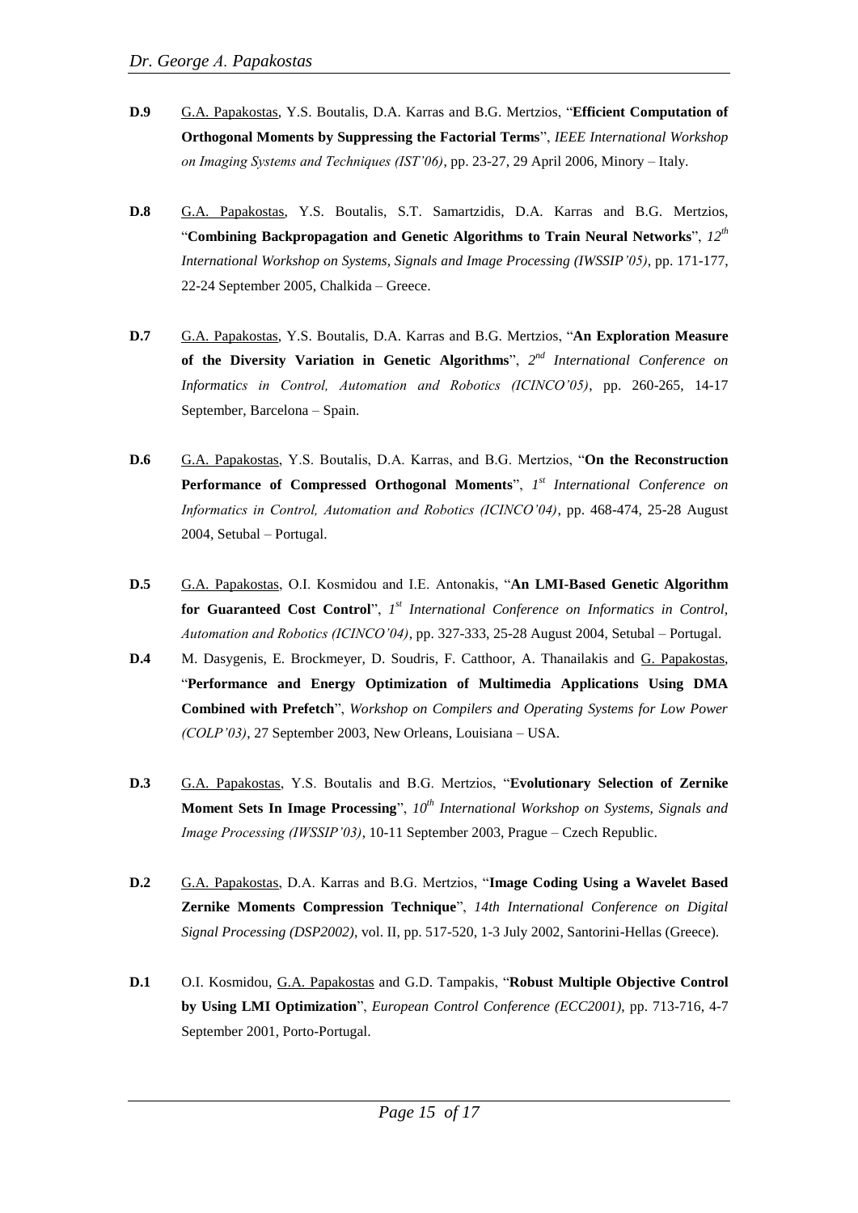**D.9** G.A. Papakostas, Y.S. Boutalis, D.A. Karras and B.G. Mertzios, "**Efficient Computation of Orthogonal Moments by Suppressing the Factorial Terms**", *IEEE International Workshop on Imaging Systems and Techniques (IST'06)*, pp. 23-27, 29 April 2006, Minory – Italy.

**D.8** G.A. Papakostas, Y.S. Boutalis, S.T. Samartzidis, D.A. Karras and B.G. Mertzios, "**Combining Backpropagation and Genetic Algorithms to Train Neural Networks**", *12th International Workshop on Systems, Signals and Image Processing (IWSSIP'05)*, pp. 171-177, 22-24 September 2005, Chalkida – Greece.

**D.7** G.A. Papakostas, Y.S. Boutalis, D.A. Karras and B.G. Mertzios, "**An Exploration Measure of the Diversity Variation in Genetic Algorithms**", *2nd International Conference on Informatics in Control, Automation and Robotics (ICINCO'05)*, pp. 260-265, 14-17 September, Barcelona – Spain.

**D.6** G.A. Papakostas, Y.S. Boutalis, D.A. Karras, and B.G. Mertzios, "**On the Reconstruction Performance of Compressed Orthogonal Moments**", *1st International Conference on Informatics in Control, Automation and Robotics (ICINCO'04)*, pp. 468-474, 25-28 August 2004, Setubal – Portugal.

**D.5** G.A. Papakostas, O.I. Kosmidou and I.E. Antonakis, "**An LMI-Based Genetic Algorithm for Guaranteed Cost Control**", *1st International Conference on Informatics in Control, Automation and Robotics (ICINCO'04)*, pp. 327-333, 25-28 August 2004, Setubal – Portugal.

**D.4** M. Dasygenis, E. Brockmeyer, D. Soudris, F. Catthoor, A. Thanailakis and G. Papakostas, "**Performance and Energy Optimization of Multimedia Applications Using DMA Combined with Prefetch**", *Workshop on Compilers and Operating Systems for Low Power (COLP'03)*, 27 September 2003, New Orleans, Louisiana – USA.

**D.3** G.A. Papakostas, Y.S. Boutalis and B.G. Mertzios, "**Evolutionary Selection of Zernike Moment Sets In Image Processing**", *10th International Workshop on Systems, Signals and Image Processing (IWSSIP'03)*, 10-11 September 2003, Prague – Czech Republic.

**D.2** G.A. Papakostas, D.A. Karras and B.G. Mertzios, "**Image Coding Using a Wavelet Based Zernike Moments Compression Technique**", *14th International Conference on Digital Signal Processing (DSP2002)*, vol. II, pp. 517-520, 1-3 July 2002, Santorini-Hellas (Greece).

**D.1** O.I. Kosmidou, G.A. Papakostas and G.D. Tampakis, "**Robust Multiple Objective Control by Using LMI Optimization**", *European Control Conference (ECC2001)*, pp. 713-716, 4-7 September 2001, Porto-Portugal.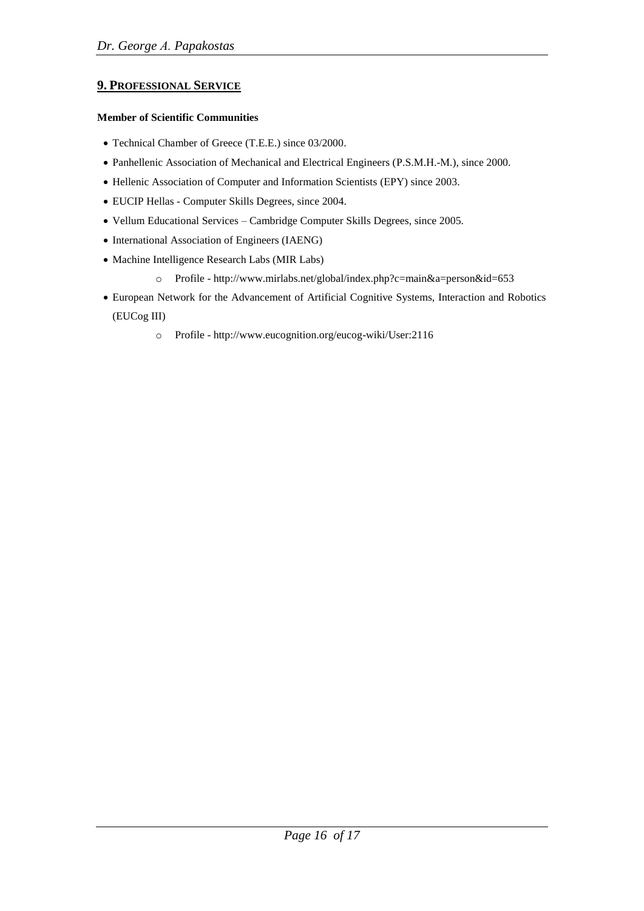## 9. Professional Service

**Member of Scientific Communities**

- Technical Chamber of Greece (T.E.E.) since 03/2000.
- Panhellenic Association of Mechanical and Electrical Engineers (P.S.M.H.-M.), since 2000.
- Hellenic Association of Computer and Information Scientists (EPY) since 2003.
- EUCIP Hellas - Computer Skills Degrees, since 2004.
- Vellum Educational Services – Cambridge Computer Skills Degrees, since 2005.
- International Association of Engineers (IAENG)
- Machine Intelligence Research Labs (MIR Labs)
  - Profile - http://www.mirlabs.net/global/index.php?c=main&a=person&id=653
- European Network for the Advancement of Artificial Cognitive Systems, Interaction and Robotics (EUCog III)
  - Profile - http://www.eucognition.org/eucog-wiki/User:2116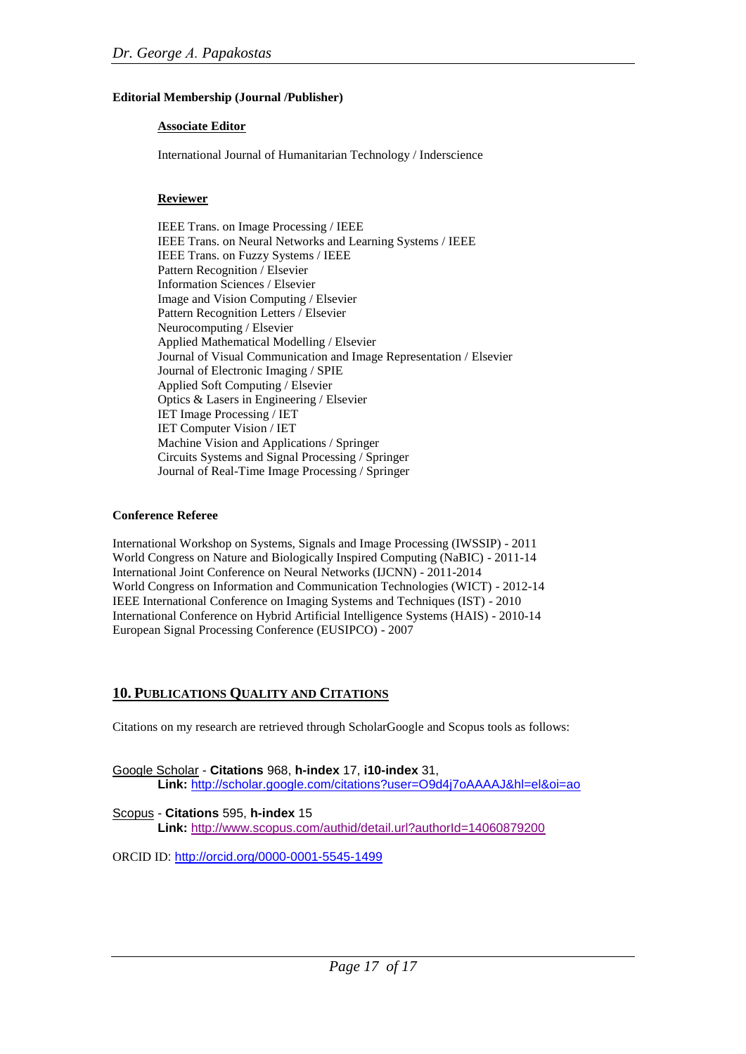**Editorial Membership (Journal /Publisher)**

**Associate Editor**

International Journal of Humanitarian Technology / Inderscience

**Reviewer**

IEEE Trans. on Image Processing / IEEE
IEEE Trans. on Neural Networks and Learning Systems / IEEE
IEEE Trans. on Fuzzy Systems / IEEE
Pattern Recognition / Elsevier
Information Sciences / Elsevier
Image and Vision Computing / Elsevier
Pattern Recognition Letters / Elsevier
Neurocomputing / Elsevier
Applied Mathematical Modelling / Elsevier
Journal of Visual Communication and Image Representation / Elsevier
Journal of Electronic Imaging / SPIE
Applied Soft Computing / Elsevier
Optics & Lasers in Engineering / Elsevier
IET Image Processing / IET
IET Computer Vision / IET
Machine Vision and Applications / Springer
Circuits Systems and Signal Processing / Springer
Journal of Real-Time Image Processing / Springer

**Conference Referee**

International Workshop on Systems, Signals and Image Processing (IWSSIP) - 2011
World Congress on Nature and Biologically Inspired Computing (NaBIC) - 2011-14
International Joint Conference on Neural Networks (IJCNN) - 2011-2014
World Congress on Information and Communication Technologies (WICT) - 2012-14
IEEE International Conference on Imaging Systems and Techniques (IST) - 2010
International Conference on Hybrid Artificial Intelligence Systems (HAIS) - 2010-14
European Signal Processing Conference (EUSIPCO) - 2007

## 10. PUBLICATIONS QUALITY AND CITATIONS

Citations on my research are retrieved through ScholarGoogle and Scopus tools as follows:

Google Scholar - **Citations** 968, **h-index** 17, **i10-index** 31,
**Link:** http://scholar.google.com/citations?user=O9d4j7oAAAAJ&hl=el&oi=ao

Scopus - **Citations** 595, **h-index** 15
**Link:** http://www.scopus.com/authid/detail.url?authorId=14060879200

ORCID ID: http://orcid.org/0000-0001-5545-1499